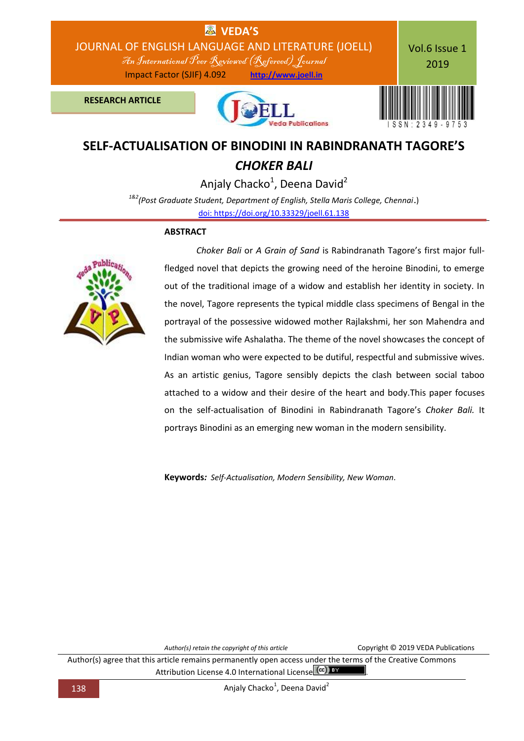RESEARCH ARTICLE

# SELF-ACTUALISATION OF BINODINI IN RABINDRANATH TAGORE'S *CHOKER BALI*

Anjaly Chacko[1], Deena David[2]

[1&2](*Post Graduate Student, Department of English, Stella Maris College, Chennai*.)

doi: https://doi.org/10.33329/joell.61.138

## ABSTRACT

*Choker Bali* or *A Grain of Sand* is Rabindranath Tagore's first major full-fledged novel that depicts the growing need of the heroine Binodini, to emerge out of the traditional image of a widow and establish her identity in society. In the novel, Tagore represents the typical middle class specimens of Bengal in the portrayal of the possessive widowed mother Rajlakshmi, her son Mahendra and the submissive wife Ashalatha. The theme of the novel showcases the concept of Indian woman who were expected to be dutiful, respectful and submissive wives. As an artistic genius, Tagore sensibly depicts the clash between social taboo attached to a widow and their desire of the heart and body.This paper focuses on the self-actualisation of Binodini in Rabindranath Tagore's *Choker Bali*. It portrays Binodini as an emerging new woman in the modern sensibility.

**Keywords***:* *Self-Actualisation, Modern Sensibility, New Woman*.

*Author(s) retain the copyright of this article* Copyright © 2019 VEDA Publications

Author(s) agree that this article remains permanently open access under the terms of the Creative Commons Attribution License 4.0 International License.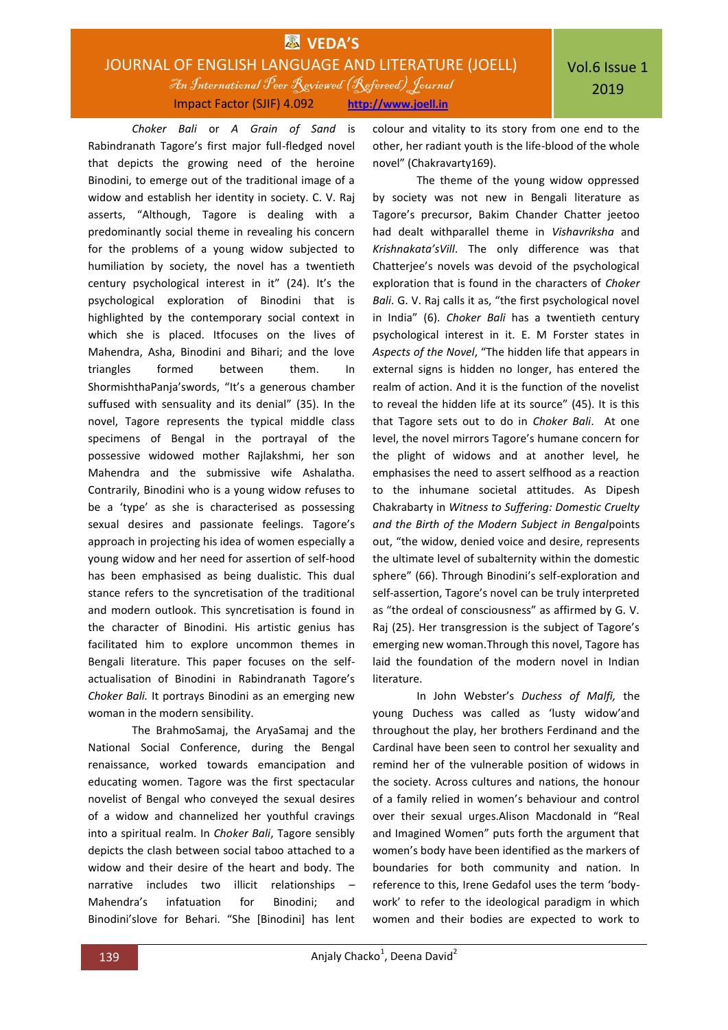*Choker Bali* or *A Grain of Sand* is Rabindranath Tagore's first major full-fledged novel that depicts the growing need of the heroine Binodini, to emerge out of the traditional image of a widow and establish her identity in society. C. V. Raj asserts, "Although, Tagore is dealing with a predominantly social theme in revealing his concern for the problems of a young widow subjected to humiliation by society, the novel has a twentieth century psychological interest in it" (24). It's the psychological exploration of Binodini that is highlighted by the contemporary social context in which she is placed. Itfocuses on the lives of Mahendra, Asha, Binodini and Bihari; and the love triangles formed between them. In ShormishthaPanja'swords, "It's a generous chamber suffused with sensuality and its denial" (35). In the novel, Tagore represents the typical middle class specimens of Bengal in the portrayal of the possessive widowed mother Rajlakshmi, her son Mahendra and the submissive wife Ashalatha. Contrarily, Binodini who is a young widow refuses to be a 'type' as she is characterised as possessing sexual desires and passionate feelings. Tagore's approach in projecting his idea of women especially a young widow and her need for assertion of self-hood has been emphasised as being dualistic. This dual stance refers to the syncretisation of the traditional and modern outlook. This syncretisation is found in the character of Binodini. His artistic genius has facilitated him to explore uncommon themes in Bengali literature. This paper focuses on the self-actualisation of Binodini in Rabindranath Tagore's *Choker Bali.* It portrays Binodini as an emerging new woman in the modern sensibility.

The BrahmoSamaj, the AryaSamaj and the National Social Conference, during the Bengal renaissance, worked towards emancipation and educating women. Tagore was the first spectacular novelist of Bengal who conveyed the sexual desires of a widow and channelized her youthful cravings into a spiritual realm. In *Choker Bali*, Tagore sensibly depicts the clash between social taboo attached to a widow and their desire of the heart and body. The narrative includes two illicit relationships – Mahendra's infatuation for Binodini; and Binodini'slove for Behari. "She [Binodini] has lent colour and vitality to its story from one end to the other, her radiant youth is the life-blood of the whole novel" (Chakravarty169).

The theme of the young widow oppressed by society was not new in Bengali literature as Tagore's precursor, Bakim Chander Chatter jeetoo had dealt withparallel theme in *Vishavriksha* and *Krishnakata'sVill*. The only difference was that Chatterjee's novels was devoid of the psychological exploration that is found in the characters of *Choker Bali*. G. V. Raj calls it as, "the first psychological novel in India" (6). *Choker Bali* has a twentieth century psychological interest in it. E. M Forster states in *Aspects of the Novel*, "The hidden life that appears in external signs is hidden no longer, has entered the realm of action. And it is the function of the novelist to reveal the hidden life at its source" (45). It is this that Tagore sets out to do in *Choker Bali*. At one level, the novel mirrors Tagore's humane concern for the plight of widows and at another level, he emphasises the need to assert selfhood as a reaction to the inhumane societal attitudes. As Dipesh Chakrabarty in *Witness to Suffering: Domestic Cruelty and the Birth of the Modern Subject in Bengal*points out, "the widow, denied voice and desire, represents the ultimate level of subalternity within the domestic sphere" (66). Through Binodini's self-exploration and self-assertion, Tagore's novel can be truly interpreted as "the ordeal of consciousness" as affirmed by G. V. Raj (25). Her transgression is the subject of Tagore's emerging new woman.Through this novel, Tagore has laid the foundation of the modern novel in Indian literature.

In John Webster's *Duchess of Malfi,* the young Duchess was called as 'lusty widow'and throughout the play, her brothers Ferdinand and the Cardinal have been seen to control her sexuality and remind her of the vulnerable position of widows in the society. Across cultures and nations, the honour of a family relied in women's behaviour and control over their sexual urges.Alison Macdonald in "Real and Imagined Women" puts forth the argument that women's body have been identified as the markers of boundaries for both community and nation. In reference to this, Irene Gedafol uses the term 'body-work' to refer to the ideological paradigm in which women and their bodies are expected to work to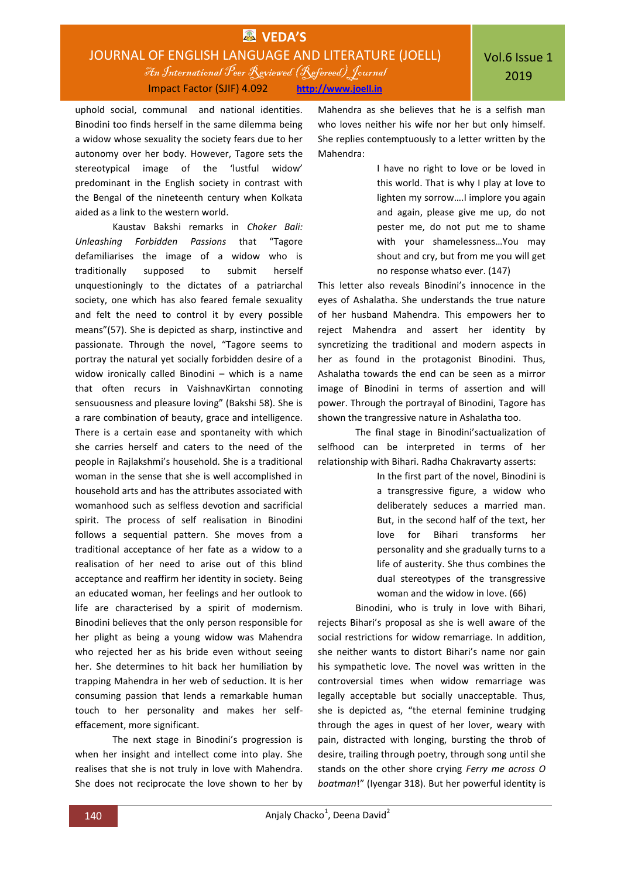uphold social, communal and national identities. Binodini too finds herself in the same dilemma being a widow whose sexuality the society fears due to her autonomy over her body. However, Tagore sets the stereotypical image of the 'lustful widow' predominant in the English society in contrast with the Bengal of the nineteenth century when Kolkata aided as a link to the western world.

Kaustav Bakshi remarks in *Choker Bali: Unleashing Forbidden Passions* that "Tagore defamiliarises the image of a widow who is traditionally supposed to submit herself unquestioningly to the dictates of a patriarchal society, one which has also feared female sexuality and felt the need to control it by every possible means"(57). She is depicted as sharp, instinctive and passionate. Through the novel, "Tagore seems to portray the natural yet socially forbidden desire of a widow ironically called Binodini – which is a name that often recurs in VaishnavKirtan connoting sensuousness and pleasure loving" (Bakshi 58). She is a rare combination of beauty, grace and intelligence. There is a certain ease and spontaneity with which she carries herself and caters to the need of the people in Rajlakshmi's household. She is a traditional woman in the sense that she is well accomplished in household arts and has the attributes associated with womanhood such as selfless devotion and sacrificial spirit. The process of self realisation in Binodini follows a sequential pattern. She moves from a traditional acceptance of her fate as a widow to a realisation of her need to arise out of this blind acceptance and reaffirm her identity in society. Being an educated woman, her feelings and her outlook to life are characterised by a spirit of modernism. Binodini believes that the only person responsible for her plight as being a young widow was Mahendra who rejected her as his bride even without seeing her. She determines to hit back her humiliation by trapping Mahendra in her web of seduction. It is her consuming passion that lends a remarkable human touch to her personality and makes her self-effacement, more significant.

The next stage in Binodini's progression is when her insight and intellect come into play. She realises that she is not truly in love with Mahendra. She does not reciprocate the love shown to her by Mahendra as she believes that he is a selfish man who loves neither his wife nor her but only himself. She replies contemptuously to a letter written by the Mahendra:

> I have no right to love or be loved in this world. That is why I play at love to lighten my sorrow….I implore you again and again, please give me up, do not pester me, do not put me to shame with your shamelessness…You may shout and cry, but from me you will get no response whatso ever. (147)

This letter also reveals Binodini's innocence in the eyes of Ashalatha. She understands the true nature of her husband Mahendra. This empowers her to reject Mahendra and assert her identity by syncretizing the traditional and modern aspects in her as found in the protagonist Binodini. Thus, Ashalatha towards the end can be seen as a mirror image of Binodini in terms of assertion and will power. Through the portrayal of Binodini, Tagore has shown the trangressive nature in Ashalatha too.

The final stage in Binodini'sactualization of selfhood can be interpreted in terms of her relationship with Bihari. Radha Chakravarty asserts:

> In the first part of the novel, Binodini is a transgressive figure, a widow who deliberately seduces a married man. But, in the second half of the text, her love for Bihari transforms her personality and she gradually turns to a life of austerity. She thus combines the dual stereotypes of the transgressive woman and the widow in love. (66)

Binodini, who is truly in love with Bihari, rejects Bihari's proposal as she is well aware of the social restrictions for widow remarriage. In addition, she neither wants to distort Bihari's name nor gain his sympathetic love. The novel was written in the controversial times when widow remarriage was legally acceptable but socially unacceptable. Thus, she is depicted as, "the eternal feminine trudging through the ages in quest of her lover, weary with pain, distracted with longing, bursting the throb of desire, trailing through poetry, through song until she stands on the other shore crying *Ferry me across O boatman*!" (Iyengar 318). But her powerful identity is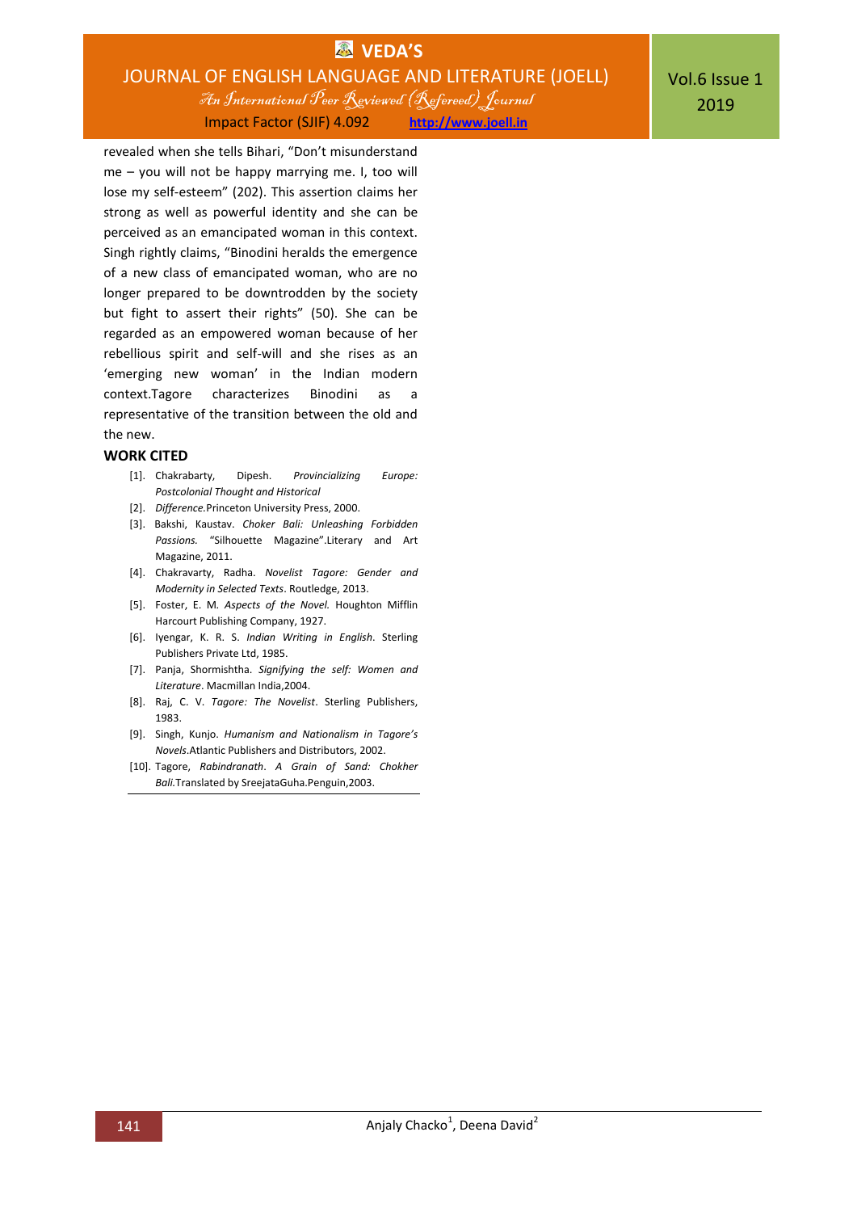revealed when she tells Bihari, "Don't misunderstand me – you will not be happy marrying me. I, too will lose my self-esteem" (202). This assertion claims her strong as well as powerful identity and she can be perceived as an emancipated woman in this context. Singh rightly claims, "Binodini heralds the emergence of a new class of emancipated woman, who are no longer prepared to be downtrodden by the society but fight to assert their rights" (50). She can be regarded as an empowered woman because of her rebellious spirit and self-will and she rises as an 'emerging new woman' in the Indian modern context.Tagore characterizes Binodini as a representative of the transition between the old and the new.

## WORK CITED

[1]. Chakrabarty, Dipesh. *Provincializing Europe: Postcolonial Thought and Historical*

[2]. *Difference.*Princeton University Press, 2000.

[3]. Bakshi, Kaustav. *Choker Bali: Unleashing Forbidden Passions.* "Silhouette Magazine".Literary and Art Magazine, 2011.

[4]. Chakravarty, Radha. *Novelist Tagore: Gender and Modernity in Selected Texts*. Routledge, 2013.

[5]. Foster, E. M. *Aspects of the Novel.* Houghton Mifflin Harcourt Publishing Company, 1927.

[6]. Iyengar, K. R. S. *Indian Writing in English*. Sterling Publishers Private Ltd, 1985.

[7]. Panja, Shormishtha. *Signifying the self: Women and Literature*. Macmillan India,2004.

[8]. Raj, C. V. *Tagore: The Novelist*. Sterling Publishers, 1983.

[9]. Singh, Kunjo. *Humanism and Nationalism in Tagore's Novels*.Atlantic Publishers and Distributors, 2002.

[10]. Tagore, *Rabindranath*. *A Grain of Sand: Chokher Bali.*Translated by SreejataGuha.Penguin,2003.